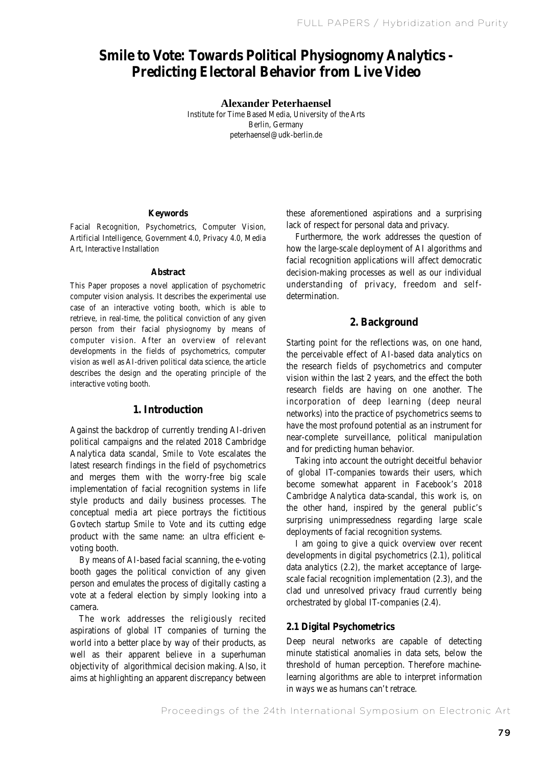# Smile to Vote: Towards Political Physiognomy Analytics - Predicting Electoral Behavior from Live Video

**Alexander Peterhaensel**
Institute for Time Based Media, University of the Arts
Berlin, Germany
peterhaensel@udk-berlin.de

#### Keywords

Facial Recognition, Psychometrics, Computer Vision, Artificial Intelligence, Government 4.0, Privacy 4.0, Media Art, Interactive Installation

#### Abstract

This Paper proposes a novel application of psychometric computer vision analysis. It describes the experimental use case of an interactive voting booth, which is able to retrieve, in real-time, the political conviction of any given person from their facial physiognomy by means of computer vision. After an overview of relevant developments in the fields of psychometrics, computer vision as well as AI-driven political data science, the article describes the design and the operating principle of the interactive voting booth.

## 1. Introduction

Against the backdrop of currently trending AI-driven political campaigns and the related 2018 Cambridge Analytica data scandal, *Smile to Vote* escalates the latest research findings in the field of psychometrics and merges them with the worry-free big scale implementation of facial recognition systems in life style products and daily business processes. The conceptual media art piece portrays the fictitious Govtech startup *Smile to Vote* and its cutting edge product with the same name: an ultra efficient e-voting booth.

By means of AI-based facial scanning, the e-voting booth gages the political conviction of any given person and emulates the process of digitally casting a vote at a federal election by simply looking into a camera.

The work addresses the religiously recited aspirations of global IT companies of turning the world into a better place by way of their products, as well as their apparent believe in a superhuman objectivity of algorithmical decision making. Also, it aims at highlighting an apparent discrepancy between these aforementioned aspirations and a surprising lack of respect for personal data and privacy.

Furthermore, the work addresses the question of how the large-scale deployment of AI algorithms and facial recognition applications will affect democratic decision-making processes as well as our individual understanding of privacy, freedom and self-determination.

## 2. Background

Starting point for the reflections was, on one hand, the perceivable effect of AI-based data analytics on the research fields of psychometrics and computer vision within the last 2 years, and the effect the both research fields are having on one another. The incorporation of deep learning (deep neural networks) into the practice of psychometrics seems to have the most profound potential as an instrument for near-complete surveillance, political manipulation and for predicting human behavior.

Taking into account the outright deceitful behavior of global IT-companies towards their users, which become somewhat apparent in Facebook's 2018 Cambridge Analytica data-scandal, this work is, on the other hand, inspired by the general public's surprising unimpressedness regarding large scale deployments of facial recognition systems.

I am going to give a quick overview over recent developments in digital psychometrics (2.1), political data analytics (2.2), the market acceptance of large-scale facial recognition implementation (2.3), and the clad und unresolved privacy fraud currently being orchestrated by global IT-companies (2.4).

### 2.1 Digital Psychometrics

Deep neural networks are capable of detecting minute statistical anomalies in data sets, below the threshold of human perception. Therefore machine-learning algorithms are able to interpret information in ways we as humans can't retrace.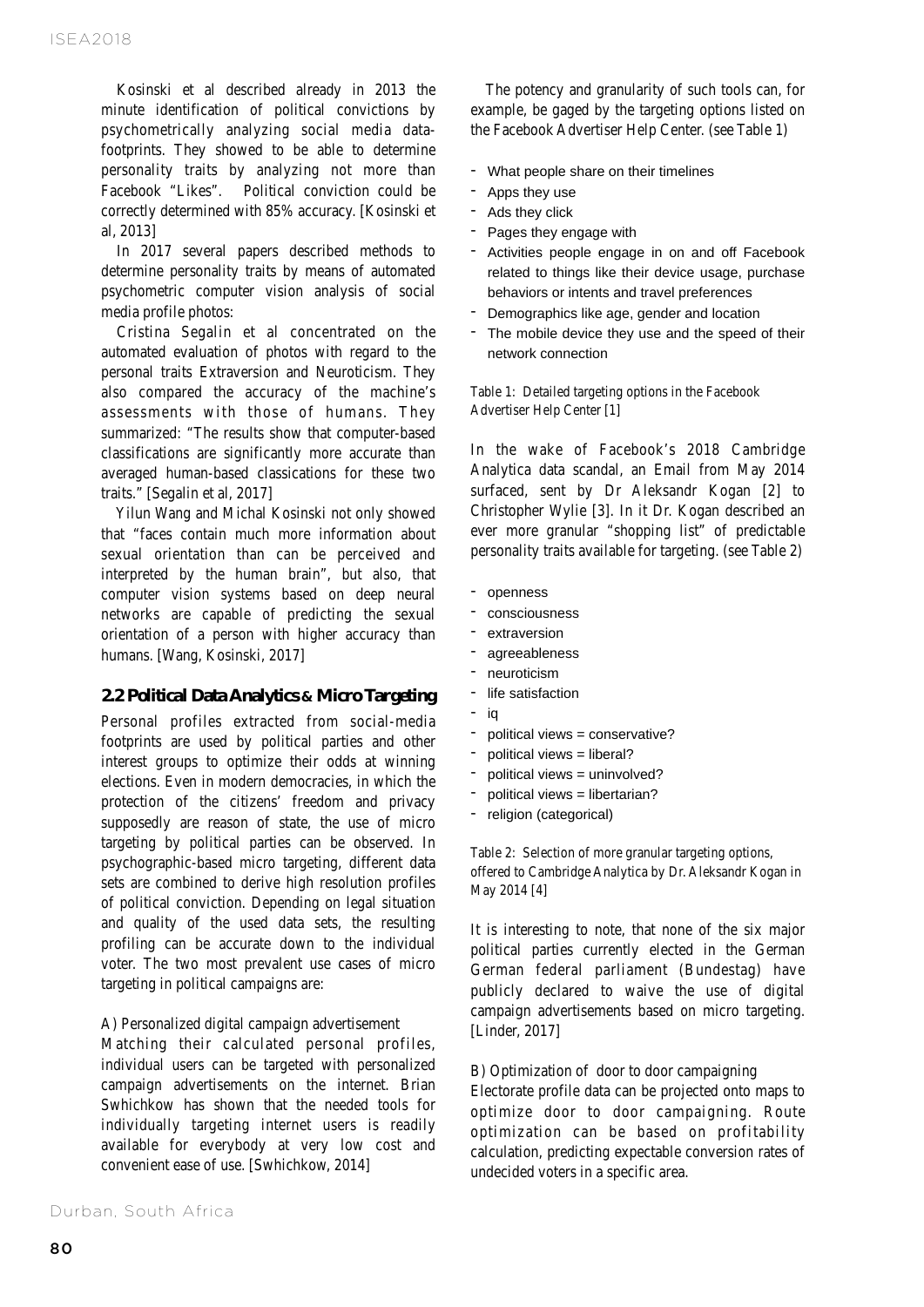Kosinski et al described already in 2013 the minute identification of political convictions by psychometrically analyzing social media data-footprints. They showed to be able to determine personality traits by analyzing not more than Facebook "Likes". Political conviction could be correctly determined with 85% accuracy. [Kosinski et al, 2013]

In 2017 several papers described methods to determine personality traits by means of automated psychometric computer vision analysis of social media profile photos:

Cristina Segalin et al concentrated on the automated evaluation of photos with regard to the personal traits Extraversion and Neuroticism. They also compared the accuracy of the machine's assessments with those of humans. They summarized: "The results show that computer-based classifications are significantly more accurate than averaged human-based classications for these two traits." [Segalin et al, 2017]

Yilun Wang and Michal Kosinski not only showed that "faces contain much more information about sexual orientation than can be perceived and interpreted by the human brain", but also, that computer vision systems based on deep neural networks are capable of predicting the sexual orientation of a person with higher accuracy than humans. [Wang, Kosinski, 2017]

## 2.2 Political Data Analytics & Micro Targeting

Personal profiles extracted from social-media footprints are used by political parties and other interest groups to optimize their odds at winning elections. Even in modern democracies, in which the protection of the citizens' freedom and privacy supposedly are reason of state, the use of micro targeting by political parties can be observed. In psychographic-based micro targeting, different data sets are combined to derive high resolution profiles of political conviction. Depending on legal situation and quality of the used data sets, the resulting profiling can be accurate down to the individual voter. The two most prevalent use cases of micro targeting in political campaigns are:

A) Personalized digital campaign advertisement

Matching their calculated personal profiles, individual users can be targeted with personalized campaign advertisements on the internet. Brian Swhichkow has shown that the needed tools for individually targeting internet users is readily available for everybody at very low cost and convenient ease of use. [Swhichkow, 2014]

The potency and granularity of such tools can, for example, be gaged by the targeting options listed on the Facebook Advertiser Help Center. (see Table 1)

- What people share on their timelines
- Apps they use
- Ads they click
- Pages they engage with
- Activities people engage in on and off Facebook related to things like their device usage, purchase behaviors or intents and travel preferences
- Demographics like age, gender and location
- The mobile device they use and the speed of their network connection

Table 1: Detailed targeting options in the Facebook Advertiser Help Center [1]

In the wake of Facebook's 2018 Cambridge Analytica data scandal, an Email from May 2014 surfaced, sent by Dr Aleksandr Kogan [2] to Christopher Wylie [3]. In it Dr. Kogan described an ever more granular "shopping list" of predictable personality traits available for targeting. (see Table 2)

- openness
- consciousness
- extraversion
- agreeableness
- neuroticism
- life satisfaction
- iq
- political views = conservative?
- political views = liberal?
- political views = uninvolved?
- political views = libertarian?
- religion (categorical)

Table 2: Selection of more granular targeting options, offered to Cambridge Analytica by Dr. Aleksandr Kogan in May 2014 [4]

It is interesting to note, that none of the six major political parties currently elected in the German German federal parliament (Bundestag) have publicly declared to waive the use of digital campaign advertisements based on micro targeting. [Linder, 2017]

B) Optimization of door to door campaigning

Electorate profile data can be projected onto maps to optimize door to door campaigning. Route optimization can be based on profitability calculation, predicting expectable conversion rates of undecided voters in a specific area.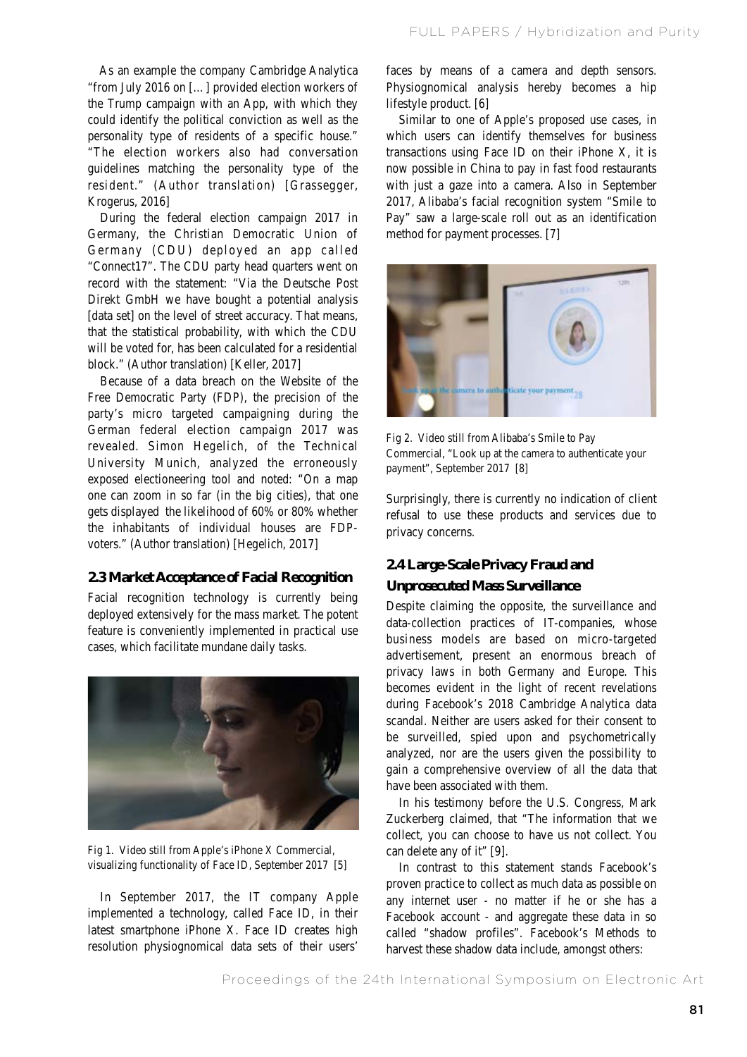As an example the company Cambridge Analytica "from July 2016 on [...] provided election workers of the Trump campaign with an App, with which they could identify the political conviction as well as the personality type of residents of a specific house." "The election workers also had conversation guidelines matching the personality type of the resident." (Author translation) [Grassegger, Krogerus, 2016]

During the federal election campaign 2017 in Germany, the Christian Democratic Union of Germany (CDU) deployed an app called "Connect17". The CDU party head quarters went on record with the statement: "Via the Deutsche Post Direkt GmbH we have bought a potential analysis [data set] on the level of street accuracy. That means, that the statistical probability, with which the CDU will be voted for, has been calculated for a residential block." (Author translation) [Keller, 2017]

Because of a data breach on the Website of the Free Democratic Party (FDP), the precision of the party's micro targeted campaigning during the German federal election campaign 2017 was revealed. Simon Hegelich, of the Technical University Munich, analyzed the erroneously exposed electioneering tool and noted: "On a map one can zoom in so far (in the big cities), that one gets displayed the likelihood of 60% or 80% whether the inhabitants of individual houses are FDP-voters." (Author translation) [Hegelich, 2017]

## 2.3 Market Acceptance of Facial Recognition

Facial recognition technology is currently being deployed extensively for the mass market. The potent feature is conveniently implemented in practical use cases, which facilitate mundane daily tasks.

Fig 1. Video still from Apple's iPhone X Commercial, visualizing functionality of Face ID, September 2017 [5]

In September 2017, the IT company Apple implemented a technology, called Face ID, in their latest smartphone iPhone X. Face ID creates high resolution physiognomical data sets of their users' faces by means of a camera and depth sensors. Physiognomical analysis hereby becomes a hip lifestyle product. [6]

Similar to one of Apple's proposed use cases, in which users can identify themselves for business transactions using Face ID on their iPhone X, it is now possible in China to pay in fast food restaurants with just a gaze into a camera. Also in September 2017, Alibaba's facial recognition system "Smile to Pay" saw a large-scale roll out as an identification method for payment processes. [7]

Fig 2. Video still from Alibaba's Smile to Pay Commercial, "Look up at the camera to authenticate your payment", September 2017 [8]

Surprisingly, there is currently no indication of client refusal to use these products and services due to privacy concerns.

## 2.4 Large-Scale Privacy Fraud and Unprosecuted Mass Surveillance

Despite claiming the opposite, the surveillance and data-collection practices of IT-companies, whose business models are based on micro-targeted advertisement, present an enormous breach of privacy laws in both Germany and Europe. This becomes evident in the light of recent revelations during Facebook's 2018 Cambridge Analytica data scandal. Neither are users asked for their consent to be surveilled, spied upon and psychometrically analyzed, nor are the users given the possibility to gain a comprehensive overview of all the data that have been associated with them.

In his testimony before the U.S. Congress, Mark Zuckerberg claimed, that "The information that we collect, you can choose to have us not collect. You can delete any of it" [9].

In contrast to this statement stands Facebook's proven practice to collect as much data as possible on any internet user - no matter if he or she has a Facebook account - and aggregate these data in so called "shadow profiles". Facebook's Methods to harvest these shadow data include, amongst others: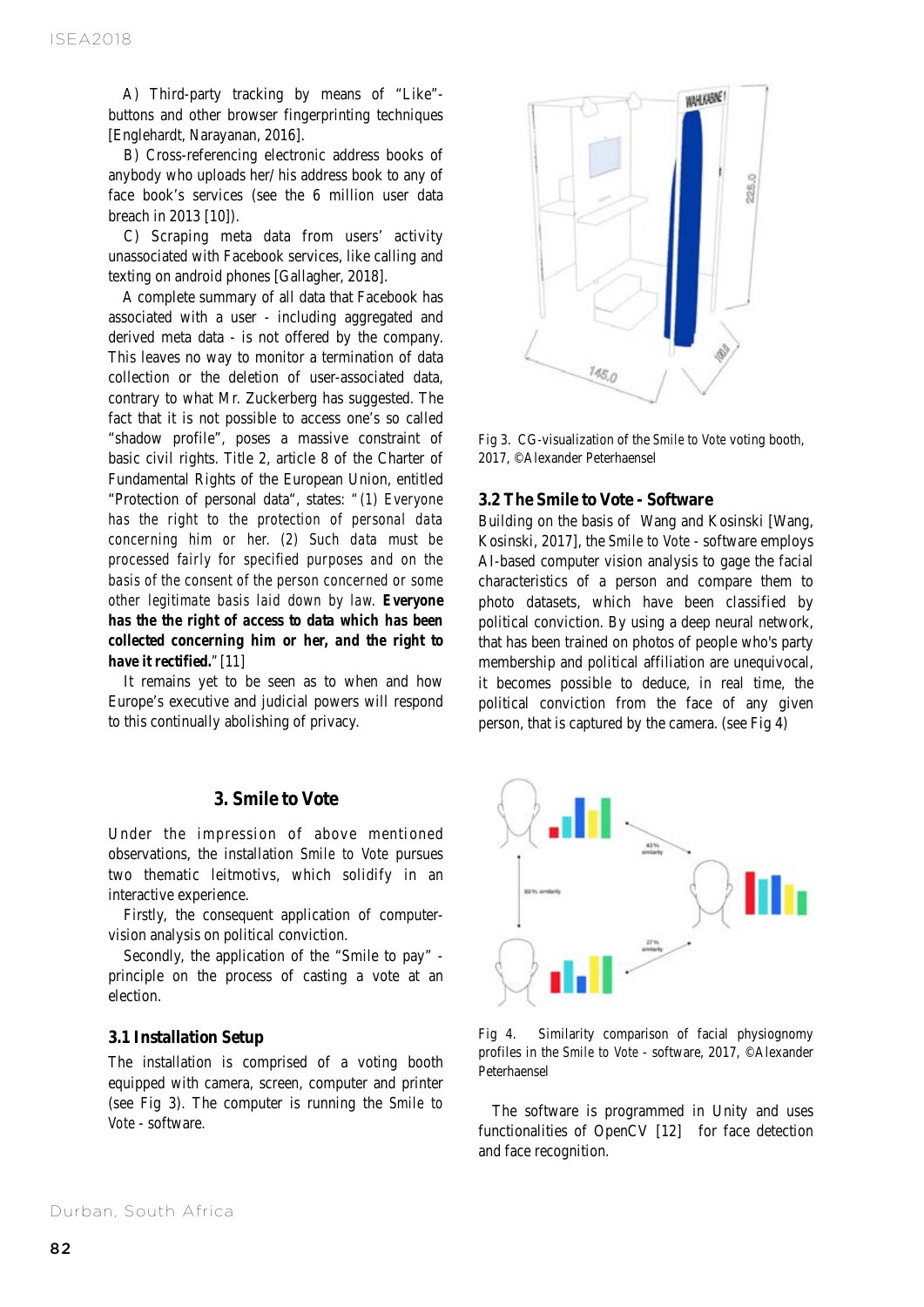A) Third-party tracking by means of "Like"-buttons and other browser fingerprinting techniques [Englehardt, Narayanan, 2016].

B) Cross-referencing electronic address books of anybody who uploads her/his address book to any of face book's services (see the 6 million user data breach in 2013 [10]).

C) Scraping meta data from users' activity unassociated with Facebook services, like calling and texting on android phones [Gallagher, 2018].

A complete summary of all data that Facebook has associated with a user - including aggregated and derived meta data - is not offered by the company. This leaves no way to monitor a termination of data collection or the deletion of user-associated data, contrary to what Mr. Zuckerberg has suggested. The fact that it is not possible to access one's so called "shadow profile", poses a massive constraint of basic civil rights. Title 2, article 8 of the Charter of Fundamental Rights of the European Union, entitled "Protection of personal data", states: "*(1) Everyone has the right to the protection of personal data concerning him or her. (2) Such data must be processed fairly for specified purposes and on the basis of the consent of the person concerned or some other legitimate basis laid down by law.* **Everyone has the the right of access to data which has been collected concerning him or her, and the right to have it rectified.**" [11]

It remains yet to be seen as to when and how Europe's executive and judicial powers will respond to this continually abolishing of privacy.

## 3. Smile to Vote

Under the impression of above mentioned observations, the installation *Smile to Vote* pursues two thematic leitmotivs, which solidify in an interactive experience.

Firstly, the consequent application of computer-vision analysis on political conviction.

Secondly, the application of the "Smile to pay" - principle on the process of casting a vote at an election.

### 3.1 Installation Setup

The installation is comprised of a voting booth equipped with camera, screen, computer and printer (see Fig 3). The computer is running the *Smile to Vote* - software.

Fig 3. CG-visualization of the *Smile to Vote* voting booth, 2017, ©Alexander Peterhaensel

### 3.2 The Smile to Vote - Software

Building on the basis of Wang and Kosinski [Wang, Kosinski, 2017], the *Smile to Vote* - software employs AI-based computer vision analysis to gage the facial characteristics of a person and compare them to photo datasets, which have been classified by political conviction. By using a deep neural network, that has been trained on photos of people who's party membership and political affiliation are unequivocal, it becomes possible to deduce, in real time, the political conviction from the face of any given person, that is captured by the camera. (see Fig 4)

Fig 4. Similarity comparison of facial physiognomy profiles in the *Smile to Vote* - software, 2017, ©Alexander Peterhaensel

The software is programmed in Unity and uses functionalities of OpenCV [12] for face detection and face recognition.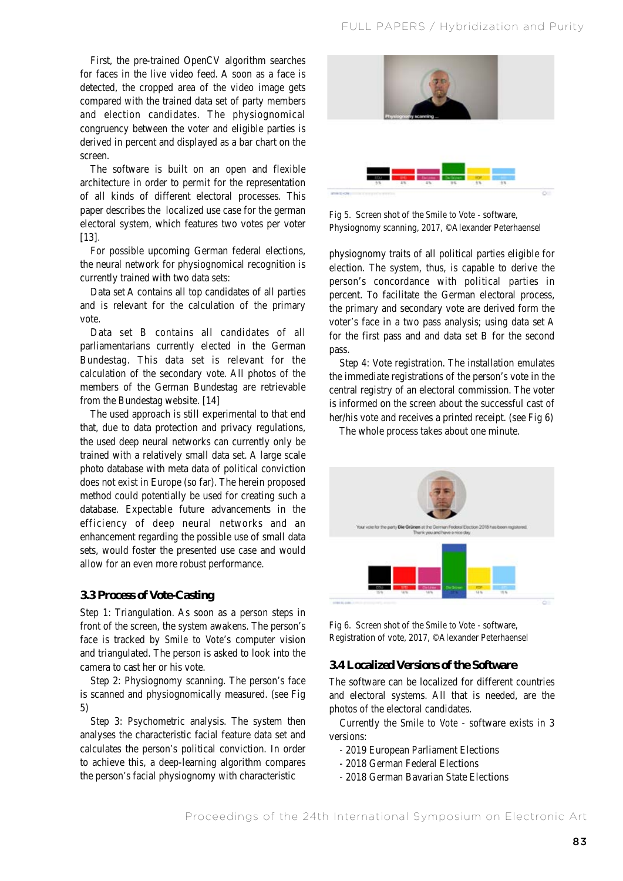First, the pre-trained OpenCV algorithm searches for faces in the live video feed. A soon as a face is detected, the cropped area of the video image gets compared with the trained data set of party members and election candidates. The physiognomical congruency between the voter and eligible parties is derived in percent and displayed as a bar chart on the screen.

The software is built on an open and flexible architecture in order to permit for the representation of all kinds of different electoral processes. This paper describes the localized use case for the german electoral system, which features two votes per voter [13].

For possible upcoming German federal elections, the neural network for physiognomical recognition is currently trained with two data sets:

Data set A contains all top candidates of all parties and is relevant for the calculation of the primary vote.

Data set B contains all candidates of all parliamentarians currently elected in the German Bundestag. This data set is relevant for the calculation of the secondary vote. All photos of the members of the German Bundestag are retrievable from the Bundestag website. [14]

The used approach is still experimental to that end that, due to data protection and privacy regulations, the used deep neural networks can currently only be trained with a relatively small data set. A large scale photo database with meta data of political conviction does not exist in Europe (so far). The herein proposed method could potentially be used for creating such a database. Expectable future advancements in the efficiency of deep neural networks and an enhancement regarding the possible use of small data sets, would foster the presented use case and would allow for an even more robust performance.

### 3.3 Process of Vote-Casting

Step 1: Triangulation. As soon as a person steps in front of the screen, the system awakens. The person's face is tracked by *Smile to Vote*'s computer vision and triangulated. The person is asked to look into the camera to cast her or his vote.

Step 2: Physiognomy scanning. The person's face is scanned and physiognomically measured. (see Fig 5)

Step 3: Psychometric analysis. The system then analyses the characteristic facial feature data set and calculates the person's political conviction. In order to achieve this, a deep-learning algorithm compares the person's facial physiognomy with characteristic physiognomy traits of all political parties eligible for election. The system, thus, is capable to derive the person's concordance with political parties in percent. To facilitate the German electoral process, the primary and secondary vote are derived form the voter's face in a two pass analysis; using data set A for the first pass and and data set B for the second pass.

Fig 5. Screen shot of the *Smile to Vote* - software, Physiognomy scanning, 2017, ©Alexander Peterhaensel

Step 4: Vote registration. The installation emulates the immediate registrations of the person's vote in the central registry of an electoral commission. The voter is informed on the screen about the successful cast of her/his vote and receives a printed receipt. (see Fig 6)

The whole process takes about one minute.

Fig 6. Screen shot of the *Smile to Vote* - software, Registration of vote, 2017, ©Alexander Peterhaensel

### 3.4 Localized Versions of the Software

The software can be localized for different countries and electoral systems. All that is needed, are the photos of the electoral candidates.

Currently the *Smile to Vote* - software exists in 3 versions:

- 2019 European Parliament Elections
- 2018 German Federal Elections
- 2018 German Bavarian State Elections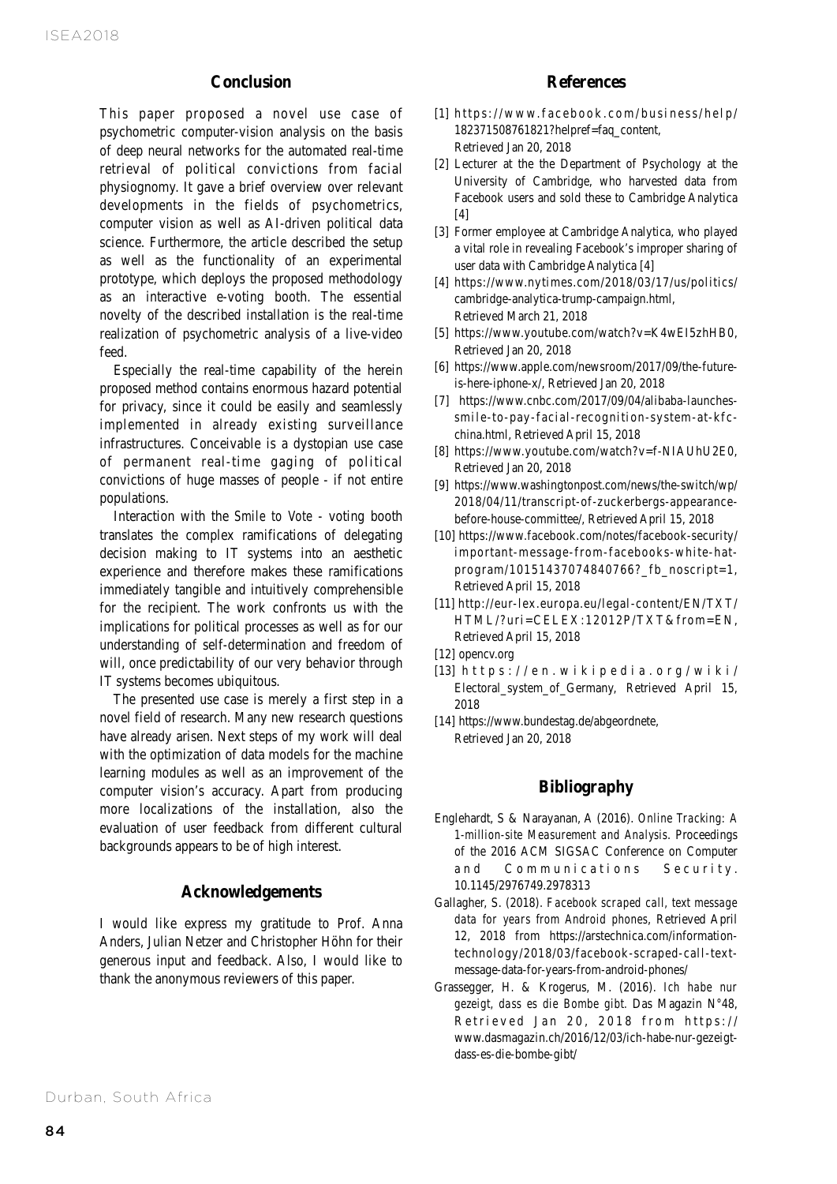## Conclusion

This paper proposed a novel use case of psychometric computer-vision analysis on the basis of deep neural networks for the automated real-time retrieval of political convictions from facial physiognomy. It gave a brief overview over relevant developments in the fields of psychometrics, computer vision as well as AI-driven political data science. Furthermore, the article described the setup as well as the functionality of an experimental prototype, which deploys the proposed methodology as an interactive e-voting booth. The essential novelty of the described installation is the real-time realization of psychometric analysis of a live-video feed.

Especially the real-time capability of the herein proposed method contains enormous hazard potential for privacy, since it could be easily and seamlessly implemented in already existing surveillance infrastructures. Conceivable is a dystopian use case of permanent real-time gaging of political convictions of huge masses of people - if not entire populations.

Interaction with the *Smile to Vote* - voting booth translates the complex ramifications of delegating decision making to IT systems into an aesthetic experience and therefore makes these ramifications immediately tangible and intuitively comprehensible for the recipient. The work confronts us with the implications for political processes as well as for our understanding of self-determination and freedom of will, once predictability of our very behavior through IT systems becomes ubiquitous.

The presented use case is merely a first step in a novel field of research. Many new research questions have already arisen. Next steps of my work will deal with the optimization of data models for the machine learning modules as well as an improvement of the computer vision's accuracy. Apart from producing more localizations of the installation, also the evaluation of user feedback from different cultural backgrounds appears to be of high interest.

## Acknowledgements

I would like express my gratitude to Prof. Anna Anders, Julian Netzer and Christopher Höhn for their generous input and feedback. Also, I would like to thank the anonymous reviewers of this paper.

## References

[1] https://www.facebook.com/business/help/182371508761821?helpref=faq_content, Retrieved Jan 20, 2018

[2] Lecturer at the the Department of Psychology at the University of Cambridge, who harvested data from Facebook users and sold these to Cambridge Analytica [4]

[3] Former employee at Cambridge Analytica, who played a vital role in revealing Facebook's improper sharing of user data with Cambridge Analytica [4]

[4] https://www.nytimes.com/2018/03/17/us/politics/cambridge-analytica-trump-campaign.html, Retrieved March 21, 2018

[5] https://www.youtube.com/watch?v=K4wEI5zhHB0, Retrieved Jan 20, 2018

[6] https://www.apple.com/newsroom/2017/09/the-future-is-here-iphone-x/, Retrieved Jan 20, 2018

[7] https://www.cnbc.com/2017/09/04/alibaba-launches-smile-to-pay-facial-recognition-system-at-kfc-china.html, Retrieved April 15, 2018

[8] https://www.youtube.com/watch?v=f-NIAUhU2E0, Retrieved Jan 20, 2018

[9] https://www.washingtonpost.com/news/the-switch/wp/2018/04/11/transcript-of-zuckerbergs-appearance-before-house-committee/, Retrieved April 15, 2018

[10] https://www.facebook.com/notes/facebook-security/important-message-from-facebooks-white-hat-program/10151437074840766?_fb_noscript=1, Retrieved April 15, 2018

[11] http://eur-lex.europa.eu/legal-content/EN/TXT/HTML/?uri=CELEX:12012P/TXT&from=EN, Retrieved April 15, 2018

[12] opencv.org

[13] https://en.wikipedia.org/wiki/Electoral_system_of_Germany, Retrieved April 15, 2018

[14] https://www.bundestag.de/abgeordnete, Retrieved Jan 20, 2018

## Bibliography

Englehardt, S & Narayanan, A (2016). *Online Tracking: A 1-million-site Measurement and Analysis*. Proceedings of the 2016 ACM SIGSAC Conference on Computer and Communications Security. 10.1145/2976749.2978313

Gallagher, S. (2018). *Facebook scraped call, text message data for years from Android phones*, Retrieved April 12, 2018 from https://arstechnica.com/information-technology/2018/03/facebook-scraped-call-text-message-data-for-years-from-android-phones/

Grassegger, H. & Krogerus, M. (2016). *Ich habe nur gezeigt, dass es die Bombe gibt*. Das Magazin N°48, Retrieved Jan 20, 2018 from https://www.dasmagazin.ch/2016/12/03/ich-habe-nur-gezeigt-dass-es-die-bombe-gibt/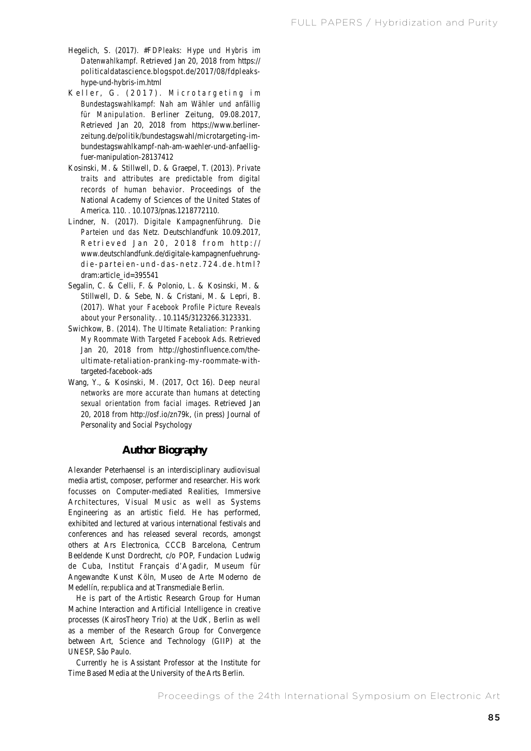Hegelich, S. (2017). *#FDPleaks: Hype und Hybris im Datenwahlkampf*. Retrieved Jan 20, 2018 from https://politicaldatascience.blogspot.de/2017/08/fdpleaks-hype-und-hybris-im.html

Keller, G. (2017). *Microtargeting im Bundestagswahlkampf: Nah am Wähler und anfällig für Manipulation*. Berliner Zeitung, 09.08.2017, Retrieved Jan 20, 2018 from https://www.berliner-zeitung.de/politik/bundestagswahl/microtargeting-im-bundestagswahlkampf-nah-am-waehler-und-anfaellig-fuer-manipulation-28137412

Kosinski, M. & Stillwell, D. & Graepel, T. (2013). *Private traits and attributes are predictable from digital records of human behavior*. Proceedings of the National Academy of Sciences of the United States of America. 110. . 10.1073/pnas.1218772110.

Lindner, N. (2017). *Digitale Kampagnenführung. Die Parteien und das Netz*. Deutschlandfunk 10.09.2017, Retrieved Jan 20, 2018 from http://www.deutschlandfunk.de/digitale-kampagnenfuehrung-die-parteien-und-das-netz.724.de.html?dram:article_id=395541

Segalin, C. & Celli, F. & Polonio, L. & Kosinski, M. & Stillwell, D. & Sebe, N. & Cristani, M. & Lepri, B. (2017). *What your Facebook Profile Picture Reveals about your Personality*. . 10.1145/3123266.3123331.

Swichkow, B. (2014). *The Ultimate Retaliation: Pranking My Roommate With Targeted Facebook Ads*. Retrieved Jan 20, 2018 from http://ghostinfluence.com/the-ultimate-retaliation-pranking-my-roommate-with-targeted-facebook-ads

Wang, Y., & Kosinski, M. (2017, Oct 16). *Deep neural networks are more accurate than humans at detecting sexual orientation from facial images*. Retrieved Jan 20, 2018 from http://osf.io/zn79k, (in press) Journal of Personality and Social Psychology

## Author Biography

Alexander Peterhaensel is an interdisciplinary audiovisual media artist, composer, performer and researcher. His work focusses on Computer-mediated Realities, Immersive Architectures, Visual Music as well as Systems Engineering as an artistic field. He has performed, exhibited and lectured at various international festivals and conferences and has released several records, amongst others at Ars Electronica, CCCB Barcelona, Centrum Beeldende Kunst Dordrecht, c/o POP, Fundacion Ludwig de Cuba, Institut Français d'Agadir, Museum für Angewandte Kunst Köln, Museo de Arte Moderno de Medellín, re:publica and at Transmediale Berlin.

He is part of the Artistic Research Group for Human Machine Interaction and Artificial Intelligence in creative processes (KairosTheory Trio) at the UdK, Berlin as well as a member of the Research Group for Convergence between Art, Science and Technology (GIIP) at the UNESP, São Paulo.

Currently he is Assistant Professor at the Institute for Time Based Media at the University of the Arts Berlin.